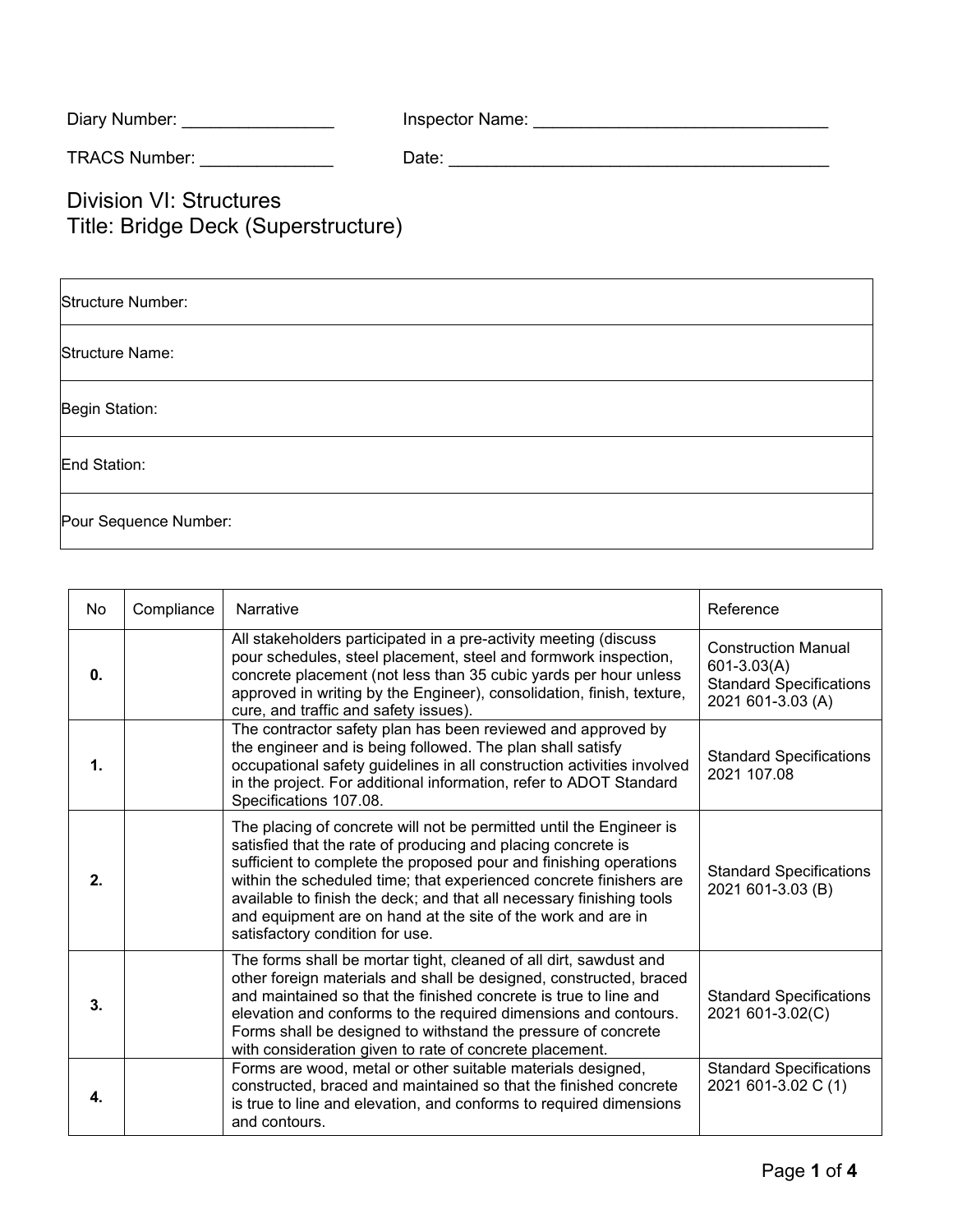Diary Number: ________________ Inspector Name: _______________________________

TRACS Number: ______________ Date: _________________________________________

# Division VI: Structures
# Title: Bridge Deck (Superstructure)

| |
|---|
| Structure Number: |
| Structure Name: |
| Begin Station: |
| End Station: |
| Pour Sequence Number: |

| No | Compliance | Narrative | Reference |
|---|---|---|---|
| **0.** | | All stakeholders participated in a pre-activity meeting (discuss pour schedules, steel placement, steel and formwork inspection, concrete placement (not less than 35 cubic yards per hour unless approved in writing by the Engineer), consolidation, finish, texture, cure, and traffic and safety issues). | Construction Manual 601-3.03(A) Standard Specifications 2021 601-3.03 (A) |
| **1.** | | The contractor safety plan has been reviewed and approved by the engineer and is being followed. The plan shall satisfy occupational safety guidelines in all construction activities involved in the project. For additional information, refer to ADOT Standard Specifications 107.08. | Standard Specifications 2021 107.08 |
| **2.** | | The placing of concrete will not be permitted until the Engineer is satisfied that the rate of producing and placing concrete is sufficient to complete the proposed pour and finishing operations within the scheduled time; that experienced concrete finishers are available to finish the deck; and that all necessary finishing tools and equipment are on hand at the site of the work and are in satisfactory condition for use. | Standard Specifications 2021 601-3.03 (B) |
| **3.** | | The forms shall be mortar tight, cleaned of all dirt, sawdust and other foreign materials and shall be designed, constructed, braced and maintained so that the finished concrete is true to line and elevation and conforms to the required dimensions and contours. Forms shall be designed to withstand the pressure of concrete with consideration given to rate of concrete placement. | Standard Specifications 2021 601-3.02(C) |
| **4.** | | Forms are wood, metal or other suitable materials designed, constructed, braced and maintained so that the finished concrete is true to line and elevation, and conforms to required dimensions and contours. | Standard Specifications 2021 601-3.02 C (1) |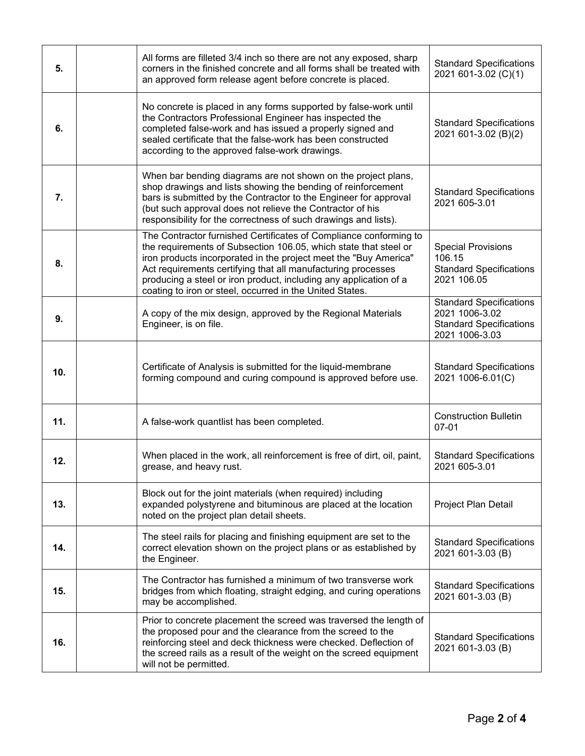| | | | |
|---|---|---|---|
| **5.** | | All forms are filleted 3/4 inch so there are not any exposed, sharp corners in the finished concrete and all forms shall be treated with an approved form release agent before concrete is placed. | Standard Specifications 2021 601-3.02 (C)(1) |
| **6.** | | No concrete is placed in any forms supported by false-work until the Contractors Professional Engineer has inspected the completed false-work and has issued a properly signed and sealed certificate that the false-work has been constructed according to the approved false-work drawings. | Standard Specifications 2021 601-3.02 (B)(2) |
| **7.** | | When bar bending diagrams are not shown on the project plans, shop drawings and lists showing the bending of reinforcement bars is submitted by the Contractor to the Engineer for approval (but such approval does not relieve the Contractor of his responsibility for the correctness of such drawings and lists). | Standard Specifications 2021 605-3.01 |
| **8.** | | The Contractor furnished Certificates of Compliance conforming to the requirements of Subsection 106.05, which state that steel or iron products incorporated in the project meet the "Buy America" Act requirements certifying that all manufacturing processes producing a steel or iron product, including any application of a coating to iron or steel, occurred in the United States. | Special Provisions 106.15<br>Standard Specifications 2021 106.05 |
| **9.** | | A copy of the mix design, approved by the Regional Materials Engineer, is on file. | Standard Specifications 2021 1006-3.02<br>Standard Specifications 2021 1006-3.03 |
| **10.** | | Certificate of Analysis is submitted for the liquid-membrane forming compound and curing compound is approved before use. | Standard Specifications 2021 1006-6.01(C) |
| **11.** | | A false-work quantlist has been completed. | Construction Bulletin 07-01 |
| **12.** | | When placed in the work, all reinforcement is free of dirt, oil, paint, grease, and heavy rust. | Standard Specifications 2021 605-3.01 |
| **13.** | | Block out for the joint materials (when required) including expanded polystyrene and bituminous are placed at the location noted on the project plan detail sheets. | Project Plan Detail |
| **14.** | | The steel rails for placing and finishing equipment are set to the correct elevation shown on the project plans or as established by the Engineer. | Standard Specifications 2021 601-3.03 (B) |
| **15.** | | The Contractor has furnished a minimum of two transverse work bridges from which floating, straight edging, and curing operations may be accomplished. | Standard Specifications 2021 601-3.03 (B) |
| **16.** | | Prior to concrete placement the screed was traversed the length of the proposed pour and the clearance from the screed to the reinforcing steel and deck thickness were checked. Deflection of the screed rails as a result of the weight on the screed equipment will not be permitted. | Standard Specifications 2021 601-3.03 (B) |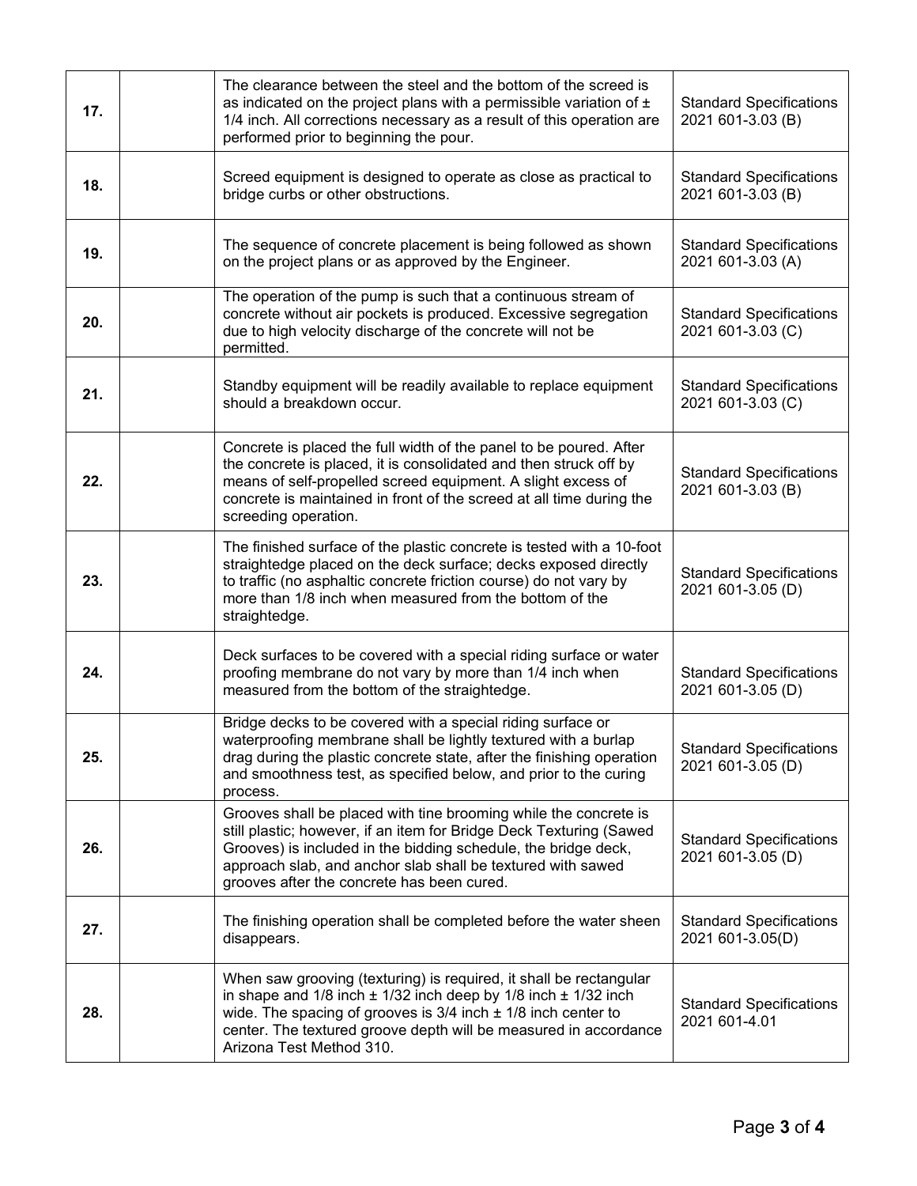| | | | |
|---|---|---|---|
| **17.** | | The clearance between the steel and the bottom of the screed is as indicated on the project plans with a permissible variation of ± 1/4 inch. All corrections necessary as a result of this operation are performed prior to beginning the pour. | Standard Specifications 2021 601-3.03 (B) |
| **18.** | | Screed equipment is designed to operate as close as practical to bridge curbs or other obstructions. | Standard Specifications 2021 601-3.03 (B) |
| **19.** | | The sequence of concrete placement is being followed as shown on the project plans or as approved by the Engineer. | Standard Specifications 2021 601-3.03 (A) |
| **20.** | | The operation of the pump is such that a continuous stream of concrete without air pockets is produced. Excessive segregation due to high velocity discharge of the concrete will not be permitted. | Standard Specifications 2021 601-3.03 (C) |
| **21.** | | Standby equipment will be readily available to replace equipment should a breakdown occur. | Standard Specifications 2021 601-3.03 (C) |
| **22.** | | Concrete is placed the full width of the panel to be poured. After the concrete is placed, it is consolidated and then struck off by means of self-propelled screed equipment. A slight excess of concrete is maintained in front of the screed at all time during the screeding operation. | Standard Specifications 2021 601-3.03 (B) |
| **23.** | | The finished surface of the plastic concrete is tested with a 10-foot straightedge placed on the deck surface; decks exposed directly to traffic (no asphaltic concrete friction course) do not vary by more than 1/8 inch when measured from the bottom of the straightedge. | Standard Specifications 2021 601-3.05 (D) |
| **24.** | | Deck surfaces to be covered with a special riding surface or water proofing membrane do not vary by more than 1/4 inch when measured from the bottom of the straightedge. | Standard Specifications 2021 601-3.05 (D) |
| **25.** | | Bridge decks to be covered with a special riding surface or waterproofing membrane shall be lightly textured with a burlap drag during the plastic concrete state, after the finishing operation and smoothness test, as specified below, and prior to the curing process. | Standard Specifications 2021 601-3.05 (D) |
| **26.** | | Grooves shall be placed with tine brooming while the concrete is still plastic; however, if an item for Bridge Deck Texturing (Sawed Grooves) is included in the bidding schedule, the bridge deck, approach slab, and anchor slab shall be textured with sawed grooves after the concrete has been cured. | Standard Specifications 2021 601-3.05 (D) |
| **27.** | | The finishing operation shall be completed before the water sheen disappears. | Standard Specifications 2021 601-3.05(D) |
| **28.** | | When saw grooving (texturing) is required, it shall be rectangular in shape and 1/8 inch ± 1/32 inch deep by 1/8 inch ± 1/32 inch wide. The spacing of grooves is 3/4 inch ± 1/8 inch center to center. The textured groove depth will be measured in accordance Arizona Test Method 310. | Standard Specifications 2021 601-4.01 |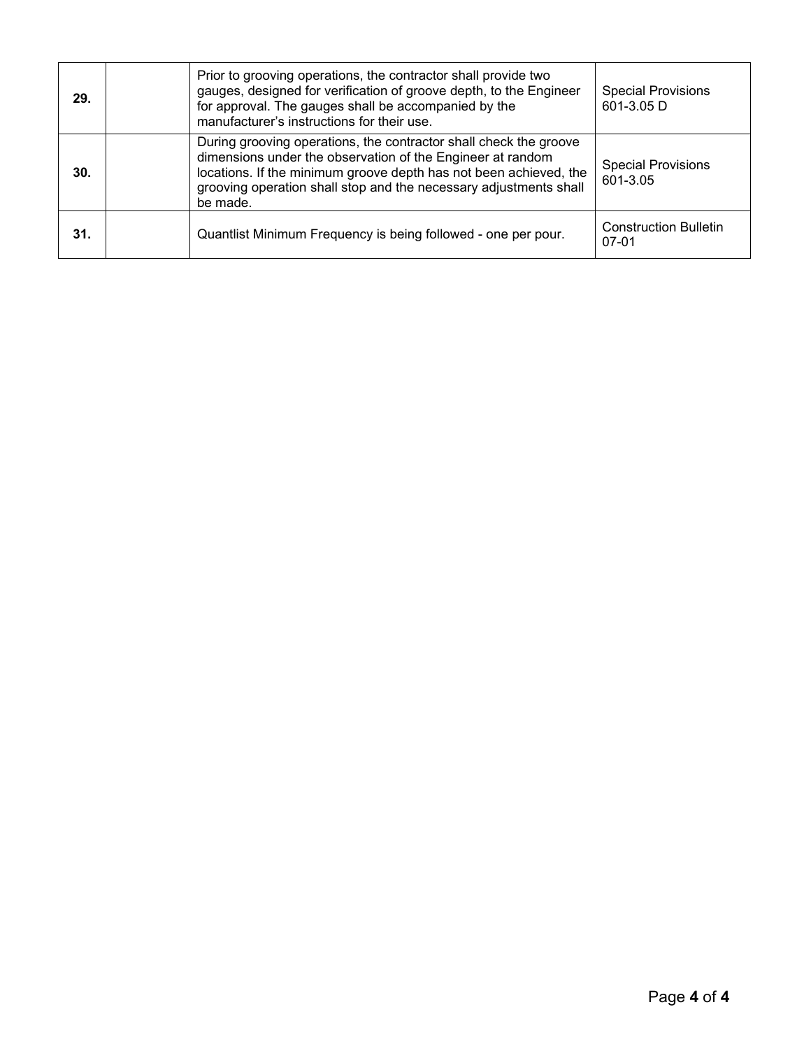| | | | |
|---|---|---|---|
| **29.** | | Prior to grooving operations, the contractor shall provide two gauges, designed for verification of groove depth, to the Engineer for approval. The gauges shall be accompanied by the manufacturer's instructions for their use. | Special Provisions 601-3.05 D |
| **30.** | | During grooving operations, the contractor shall check the groove dimensions under the observation of the Engineer at random locations. If the minimum groove depth has not been achieved, the grooving operation shall stop and the necessary adjustments shall be made. | Special Provisions 601-3.05 |
| **31.** | | Quantlist Minimum Frequency is being followed - one per pour. | Construction Bulletin 07-01 |